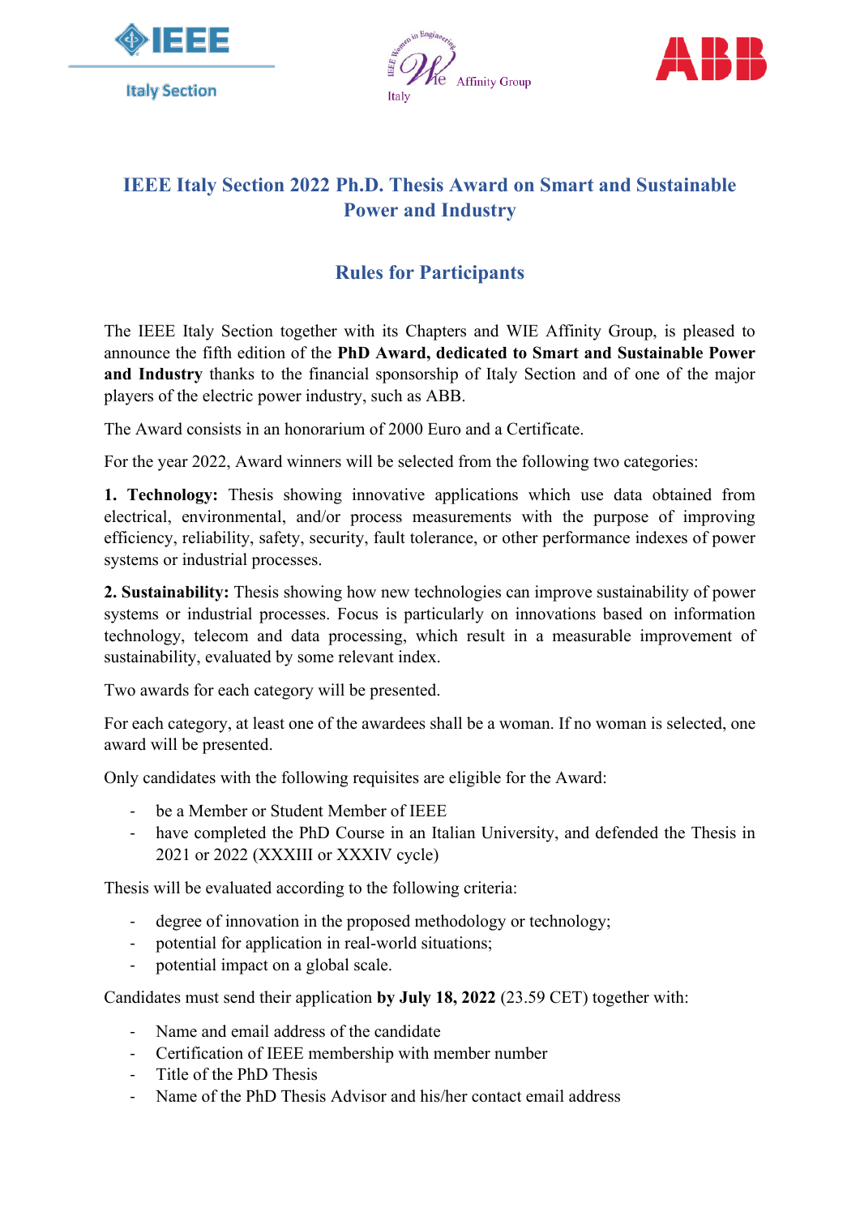IEEE Italy Section

IEEE Women in Engineering Affinity Group Italy

ABB

# IEEE Italy Section 2022 Ph.D. Thesis Award on Smart and Sustainable Power and Industry

## Rules for Participants

The IEEE Italy Section together with its Chapters and WIE Affinity Group, is pleased to announce the fifth edition of the **PhD Award, dedicated to Smart and Sustainable Power and Industry** thanks to the financial sponsorship of Italy Section and of one of the major players of the electric power industry, such as ABB.

The Award consists in an honorarium of 2000 Euro and a Certificate.

For the year 2022, Award winners will be selected from the following two categories:

**1. Technology:** Thesis showing innovative applications which use data obtained from electrical, environmental, and/or process measurements with the purpose of improving efficiency, reliability, safety, security, fault tolerance, or other performance indexes of power systems or industrial processes.

**2. Sustainability:** Thesis showing how new technologies can improve sustainability of power systems or industrial processes. Focus is particularly on innovations based on information technology, telecom and data processing, which result in a measurable improvement of sustainability, evaluated by some relevant index.

Two awards for each category will be presented.

For each category, at least one of the awardees shall be a woman. If no woman is selected, one award will be presented.

Only candidates with the following requisites are eligible for the Award:

- be a Member or Student Member of IEEE
- have completed the PhD Course in an Italian University, and defended the Thesis in 2021 or 2022 (XXXIII or XXXIV cycle)

Thesis will be evaluated according to the following criteria:

- degree of innovation in the proposed methodology or technology;
- potential for application in real-world situations;
- potential impact on a global scale.

Candidates must send their application **by July 18, 2022** (23.59 CET) together with:

- Name and email address of the candidate
- Certification of IEEE membership with member number
- Title of the PhD Thesis
- Name of the PhD Thesis Advisor and his/her contact email address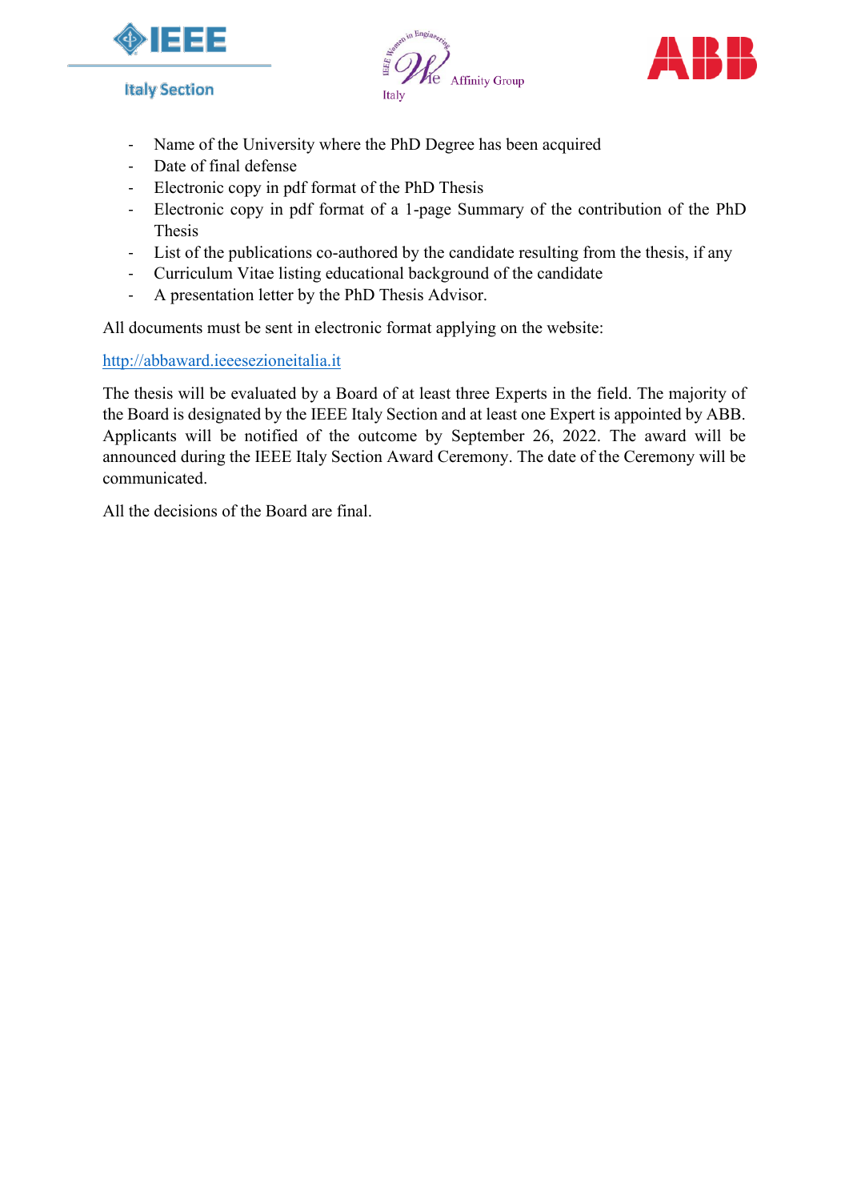- Name of the University where the PhD Degree has been acquired
- Date of final defense
- Electronic copy in pdf format of the PhD Thesis
- Electronic copy in pdf format of a 1-page Summary of the contribution of the PhD Thesis
- List of the publications co-authored by the candidate resulting from the thesis, if any
- Curriculum Vitae listing educational background of the candidate
- A presentation letter by the PhD Thesis Advisor.

All documents must be sent in electronic format applying on the website:

http://abbaward.ieeesezioneitalia.it

The thesis will be evaluated by a Board of at least three Experts in the field. The majority of the Board is designated by the IEEE Italy Section and at least one Expert is appointed by ABB. Applicants will be notified of the outcome by September 26, 2022. The award will be announced during the IEEE Italy Section Award Ceremony. The date of the Ceremony will be communicated.

All the decisions of the Board are final.